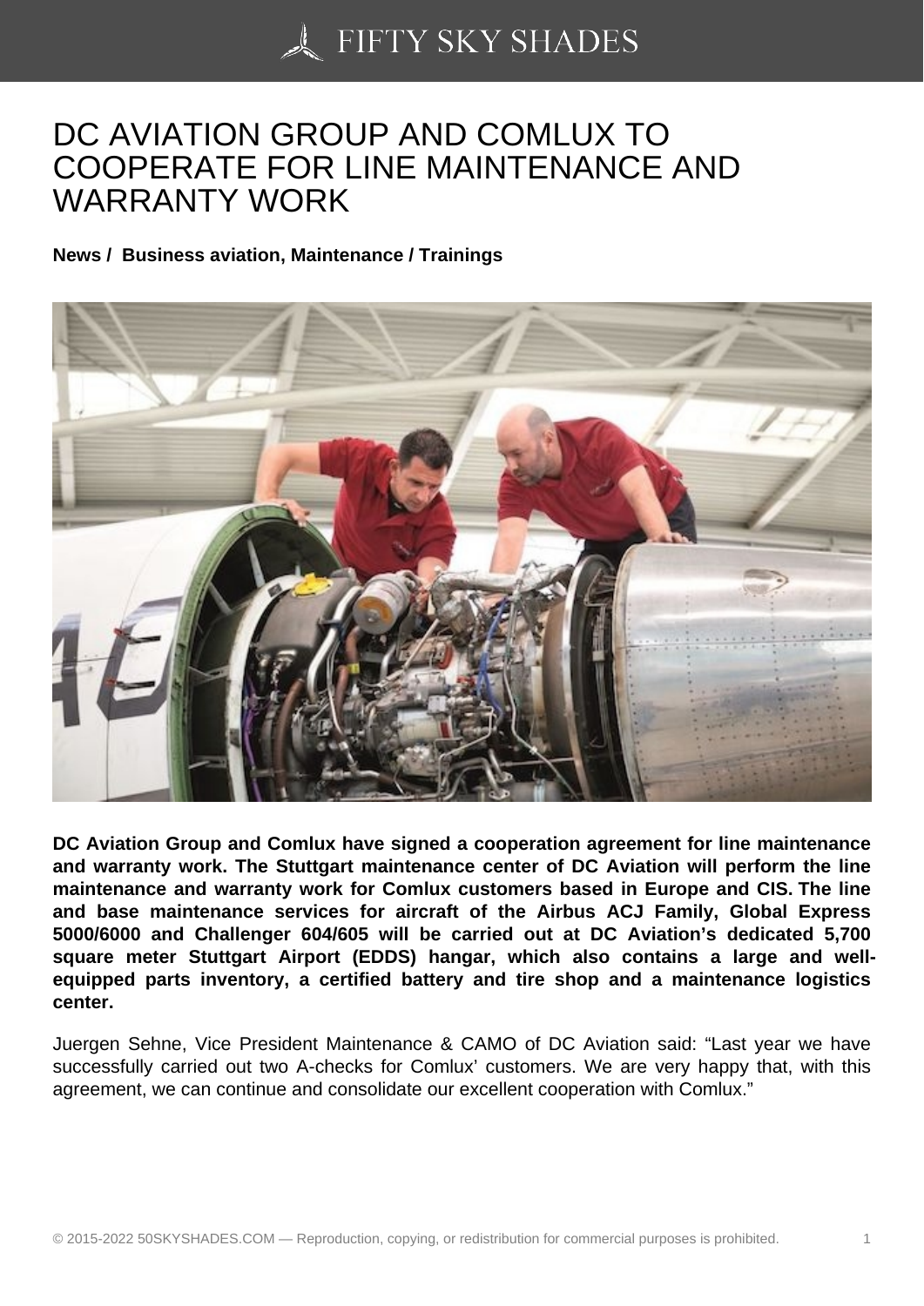# DC AVIATION GROUP AND COMLUX TO COOPERATE FOR LINE MAINTENANCE AND WARRANTY WORK

**News / Business aviation, Maintenance / Trainings**

**DC Aviation Group and Comlux have signed a cooperation agreement for line maintenance and warranty work. The Stuttgart maintenance center of DC Aviation will perform the line maintenance and warranty work for Comlux customers based in Europe and CIS. The line and base maintenance services for aircraft of the Airbus ACJ Family, Global Express 5000/6000 and Challenger 604/605 will be carried out at DC Aviation's dedicated 5,700 square meter Stuttgart Airport (EDDS) hangar, which also contains a large and well-equipped parts inventory, a certified battery and tire shop and a maintenance logistics center.**

Juergen Sehne, Vice President Maintenance & CAMO of DC Aviation said: "Last year we have successfully carried out two A-checks for Comlux' customers. We are very happy that, with this agreement, we can continue and consolidate our excellent cooperation with Comlux."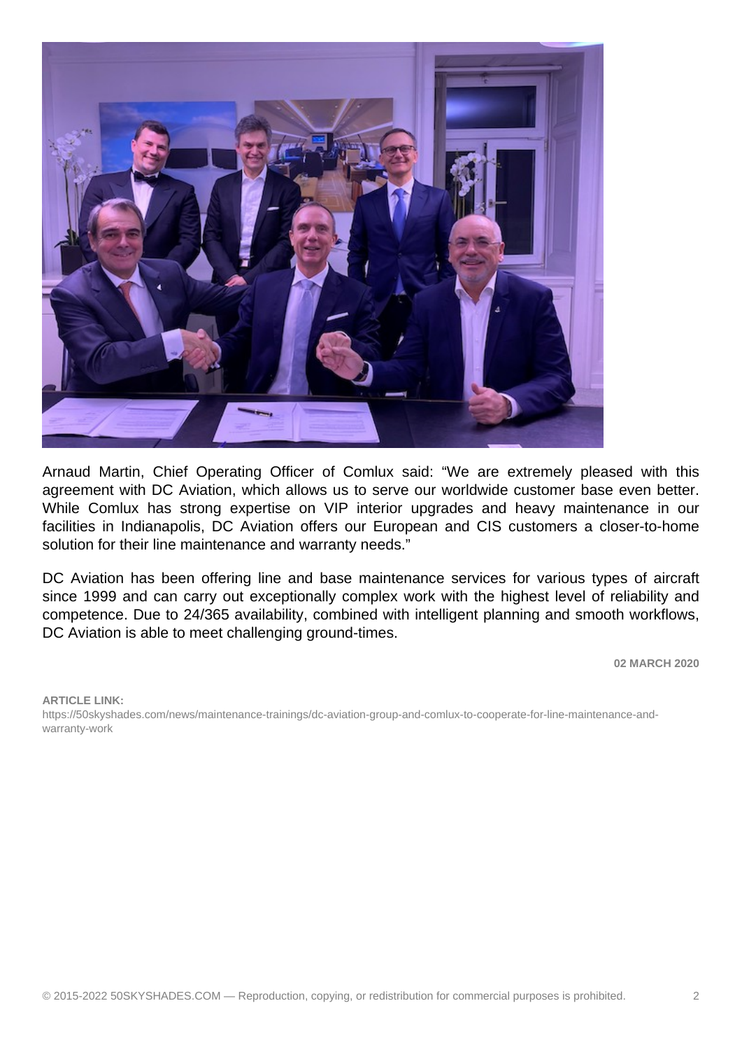Arnaud Martin, Chief Operating Officer of Comlux said: “We are extremely pleased with this agreement with DC Aviation, which allows us to serve our worldwide customer base even better. While Comlux has strong expertise on VIP interior upgrades and heavy maintenance in our facilities in Indianapolis, DC Aviation offers our European and CIS customers a closer-to-home solution for their line maintenance and warranty needs.”

DC Aviation has been offering line and base maintenance services for various types of aircraft since 1999 and can carry out exceptionally complex work with the highest level of reliability and competence. Due to 24/365 availability, combined with intelligent planning and smooth workflows, DC Aviation is able to meet challenging ground-times.

**02 MARCH 2020**

**ARTICLE LINK:**
https://50skyshades.com/news/maintenance-trainings/dc-aviation-group-and-comlux-to-cooperate-for-line-maintenance-and-warranty-work